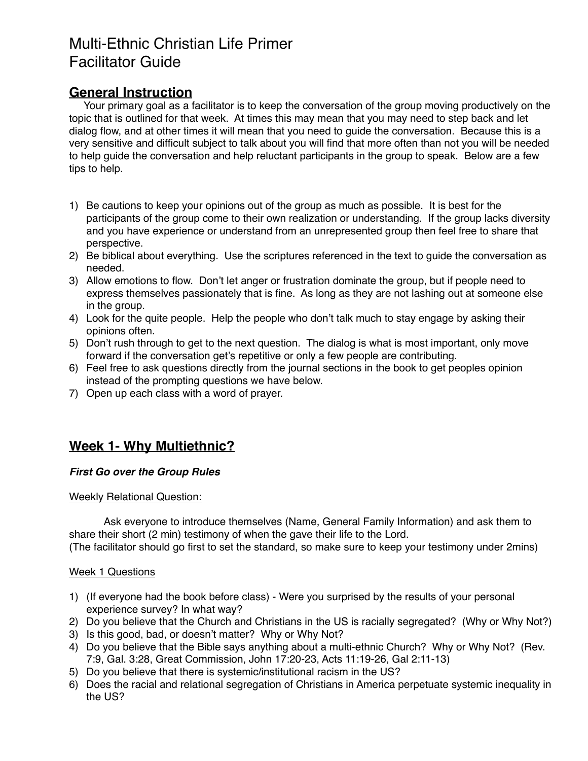# Multi-Ethnic Christian Life Primer
# Facilitator Guide

## General Instruction

Your primary goal as a facilitator is to keep the conversation of the group moving productively on the topic that is outlined for that week. At times this may mean that you may need to step back and let dialog flow, and at other times it will mean that you need to guide the conversation. Because this is a very sensitive and difficult subject to talk about you will find that more often than not you will be needed to help guide the conversation and help reluctant participants in the group to speak. Below are a few tips to help.

1) Be cautions to keep your opinions out of the group as much as possible. It is best for the participants of the group come to their own realization or understanding. If the group lacks diversity and you have experience or understand from an unrepresented group then feel free to share that perspective.
2) Be biblical about everything. Use the scriptures referenced in the text to guide the conversation as needed.
3) Allow emotions to flow. Don't let anger or frustration dominate the group, but if people need to express themselves passionately that is fine. As long as they are not lashing out at someone else in the group.
4) Look for the quite people. Help the people who don't talk much to stay engage by asking their opinions often.
5) Don't rush through to get to the next question. The dialog is what is most important, only move forward if the conversation get's repetitive or only a few people are contributing.
6) Feel free to ask questions directly from the journal sections in the book to get peoples opinion instead of the prompting questions we have below.
7) Open up each class with a word of prayer.

## Week 1- Why Multiethnic?

***First Go over the Group Rules***

Weekly Relational Question:

Ask everyone to introduce themselves (Name, General Family Information) and ask them to share their short (2 min) testimony of when the gave their life to the Lord.
(The facilitator should go first to set the standard, so make sure to keep your testimony under 2mins)

Week 1 Questions

1) (If everyone had the book before class) - Were you surprised by the results of your personal experience survey? In what way?
2) Do you believe that the Church and Christians in the US is racially segregated? (Why or Why Not?)
3) Is this good, bad, or doesn't matter? Why or Why Not?
4) Do you believe that the Bible says anything about a multi-ethnic Church? Why or Why Not? (Rev. 7:9, Gal. 3:28, Great Commission, John 17:20-23, Acts 11:19-26, Gal 2:11-13)
5) Do you believe that there is systemic/institutional racism in the US?
6) Does the racial and relational segregation of Christians in America perpetuate systemic inequality in the US?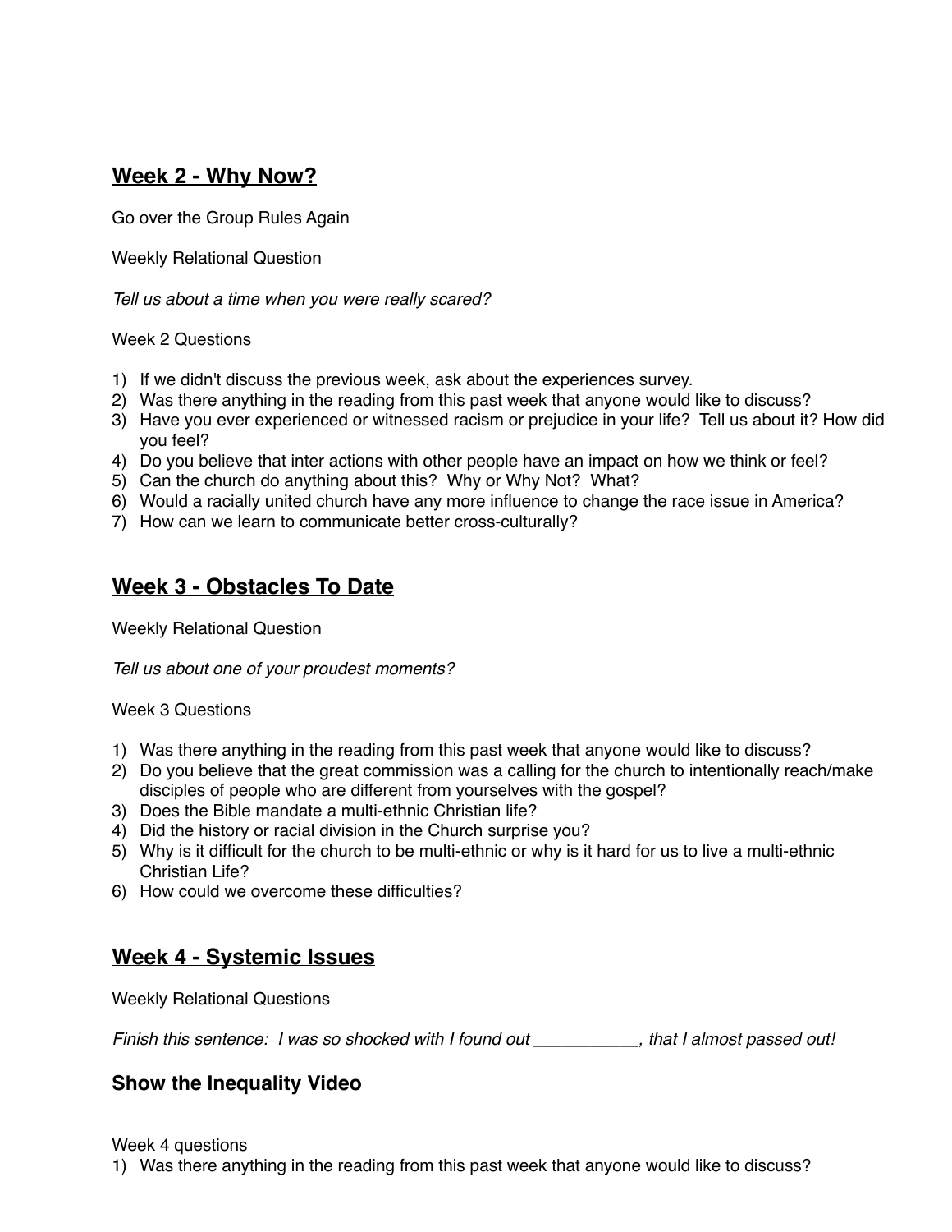## **Week 2 - Why Now?**

Go over the Group Rules Again

Weekly Relational Question

*Tell us about a time when you were really scared?*

Week 2 Questions

1) If we didn't discuss the previous week, ask about the experiences survey.
2) Was there anything in the reading from this past week that anyone would like to discuss?
3) Have you ever experienced or witnessed racism or prejudice in your life? Tell us about it? How did you feel?
4) Do you believe that inter actions with other people have an impact on how we think or feel?
5) Can the church do anything about this? Why or Why Not? What?
6) Would a racially united church have any more influence to change the race issue in America?
7) How can we learn to communicate better cross-culturally?

## **Week 3 - Obstacles To Date**

Weekly Relational Question

*Tell us about one of your proudest moments?*

Week 3 Questions

1) Was there anything in the reading from this past week that anyone would like to discuss?
2) Do you believe that the great commission was a calling for the church to intentionally reach/make disciples of people who are different from yourselves with the gospel?
3) Does the Bible mandate a multi-ethnic Christian life?
4) Did the history or racial division in the Church surprise you?
5) Why is it difficult for the church to be multi-ethnic or why is it hard for us to live a multi-ethnic Christian Life?
6) How could we overcome these difficulties?

## **Week 4 - Systemic Issues**

Weekly Relational Questions

*Finish this sentence: I was so shocked with I found out ___________, that I almost passed out!*

### **Show the Inequality Video**

Week 4 questions

1) Was there anything in the reading from this past week that anyone would like to discuss?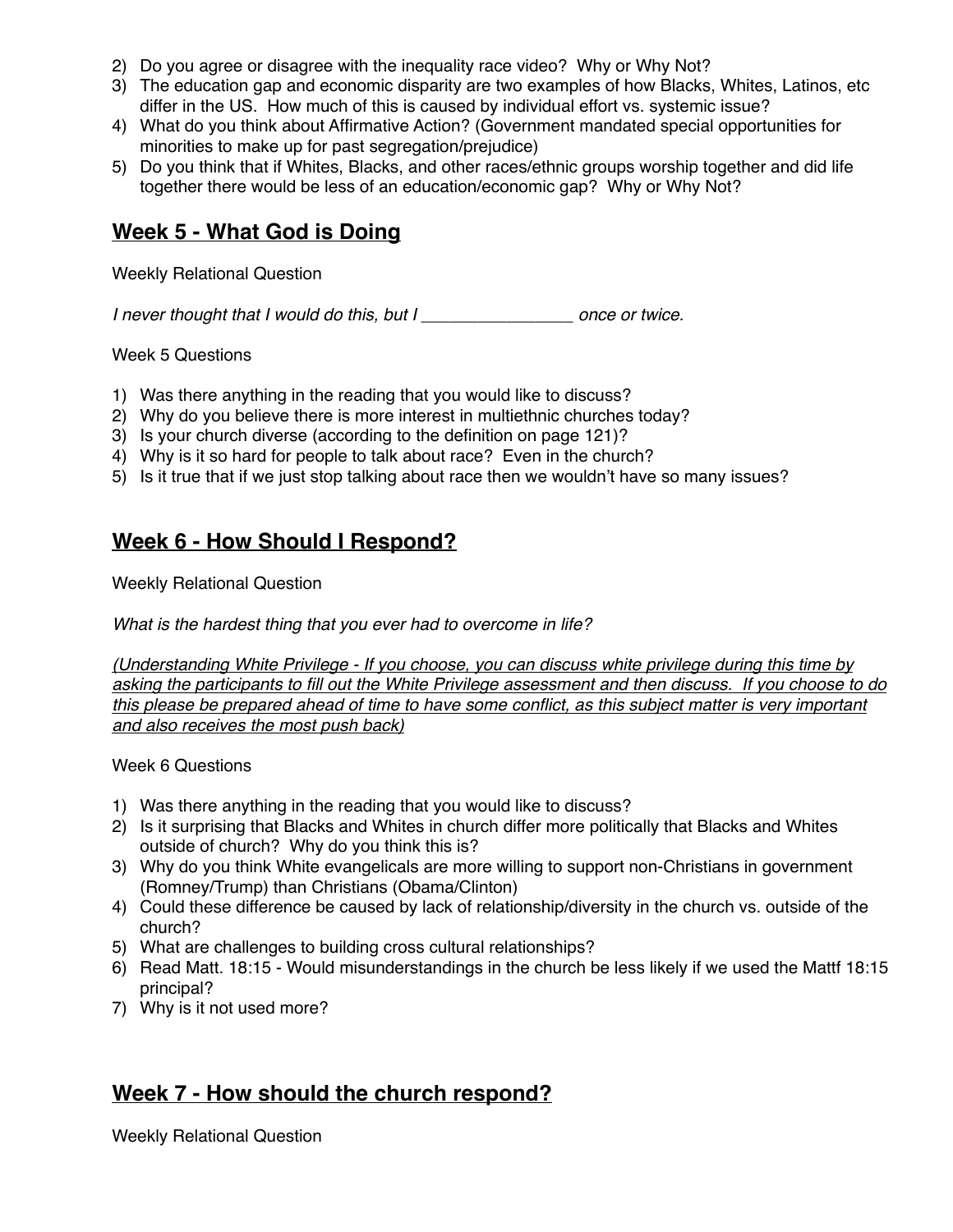2) Do you agree or disagree with the inequality race video?  Why or Why Not?
3) The education gap and economic disparity are two examples of how Blacks, Whites, Latinos, etc differ in the US.  How much of this is caused by individual effort vs. systemic issue?
4) What do you think about Affirmative Action? (Government mandated special opportunities for minorities to make up for past segregation/prejudice)
5) Do you think that if Whites, Blacks, and other races/ethnic groups worship together and did life together there would be less of an education/economic gap?  Why or Why Not?

## Week 5 - What God is Doing

Weekly Relational Question

*I never thought that I would do this, but I ________________ once or twice.*

Week 5 Questions

1) Was there anything in the reading that you would like to discuss?
2) Why do you believe there is more interest in multiethnic churches today?
3) Is your church diverse (according to the definition on page 121)?
4) Why is it so hard for people to talk about race?  Even in the church?
5) Is it true that if we just stop talking about race then we wouldn't have so many issues?

## Week 6 - How Should I Respond?

Weekly Relational Question

*What is the hardest thing that you ever had to overcome in life?*

*(Understanding White Privilege - If you choose, you can discuss white privilege during this time by asking the participants to fill out the White Privilege assessment and then discuss.  If you choose to do this please be prepared ahead of time to have some conflict, as this subject matter is very important and also receives the most push back)*

Week 6 Questions

1) Was there anything in the reading that you would like to discuss?
2) Is it surprising that Blacks and Whites in church differ more politically that Blacks and Whites outside of church?  Why do you think this is?
3) Why do you think White evangelicals are more willing to support non-Christians in government (Romney/Trump) than Christians (Obama/Clinton)
4) Could these difference be caused by lack of relationship/diversity in the church vs. outside of the church?
5) What are challenges to building cross cultural relationships?
6) Read Matt. 18:15 - Would misunderstandings in the church be less likely if we used the Mattf 18:15 principal?
7) Why is it not used more?

## Week 7 - How should the church respond?

Weekly Relational Question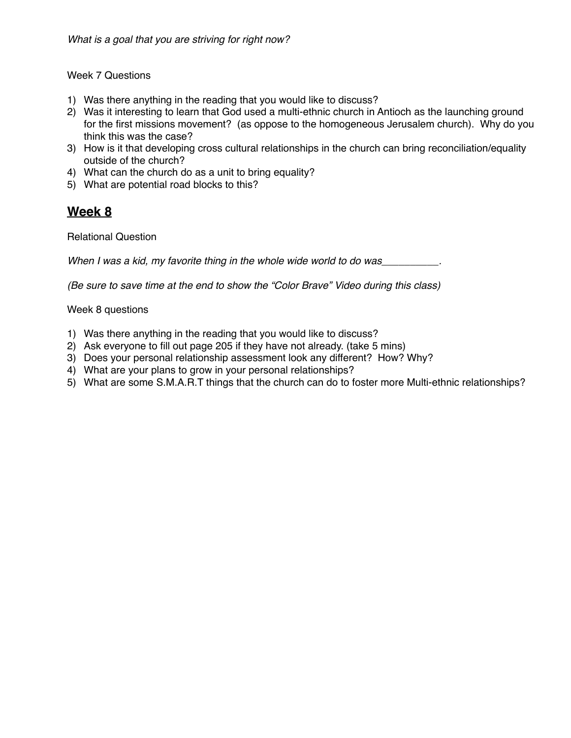*What is a goal that you are striving for right now?*

Week 7 Questions

1) Was there anything in the reading that you would like to discuss?
2) Was it interesting to learn that God used a multi-ethnic church in Antioch as the launching ground for the first missions movement? (as oppose to the homogeneous Jerusalem church). Why do you think this was the case?
3) How is it that developing cross cultural relationships in the church can bring reconciliation/equality outside of the church?
4) What can the church do as a unit to bring equality?
5) What are potential road blocks to this?

## **<u>Week 8</u>**

Relational Question

*When I was a kid, my favorite thing in the whole wide world to do was__________.*

*(Be sure to save time at the end to show the "Color Brave" Video during this class)*

Week 8 questions

1) Was there anything in the reading that you would like to discuss?
2) Ask everyone to fill out page 205 if they have not already. (take 5 mins)
3) Does your personal relationship assessment look any different? How? Why?
4) What are your plans to grow in your personal relationships?
5) What are some S.M.A.R.T things that the church can do to foster more Multi-ethnic relationships?